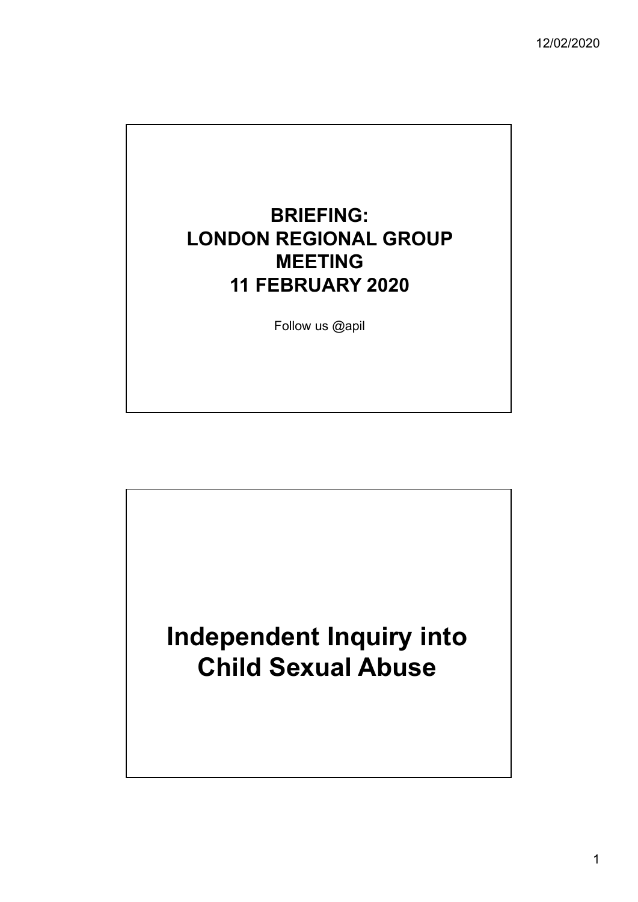# BRIEFING: LONDON REGIONAL GROUP MEETING 11 FEBRUARY 2020

Follow us @apil

# Independent Inquiry into Child Sexual Abuse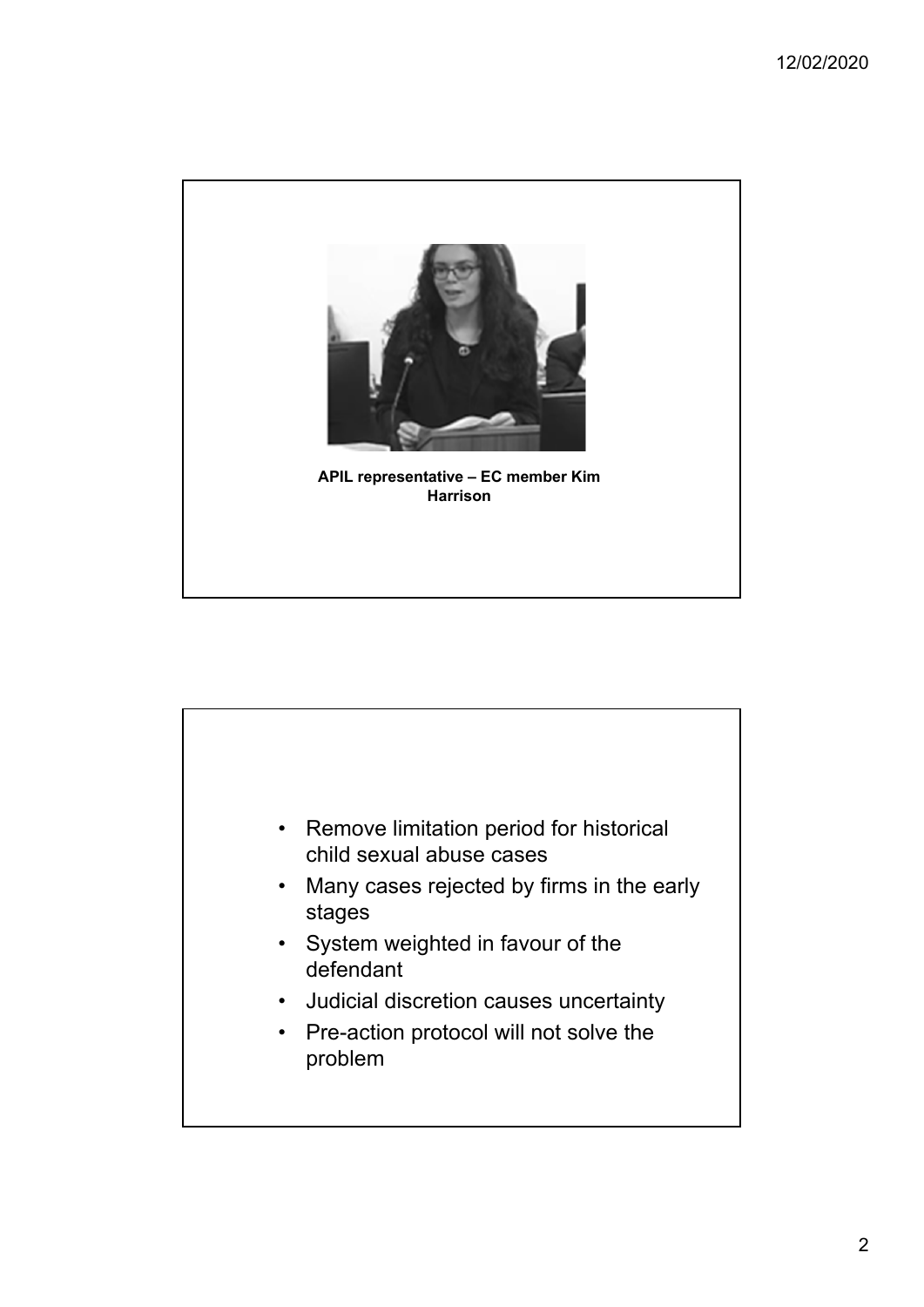APIL representative – EC member Kim Harrison

- Remove limitation period for historical child sexual abuse cases
- Many cases rejected by firms in the early stages
- System weighted in favour of the defendant
- Judicial discretion causes uncertainty
- Pre-action protocol will not solve the problem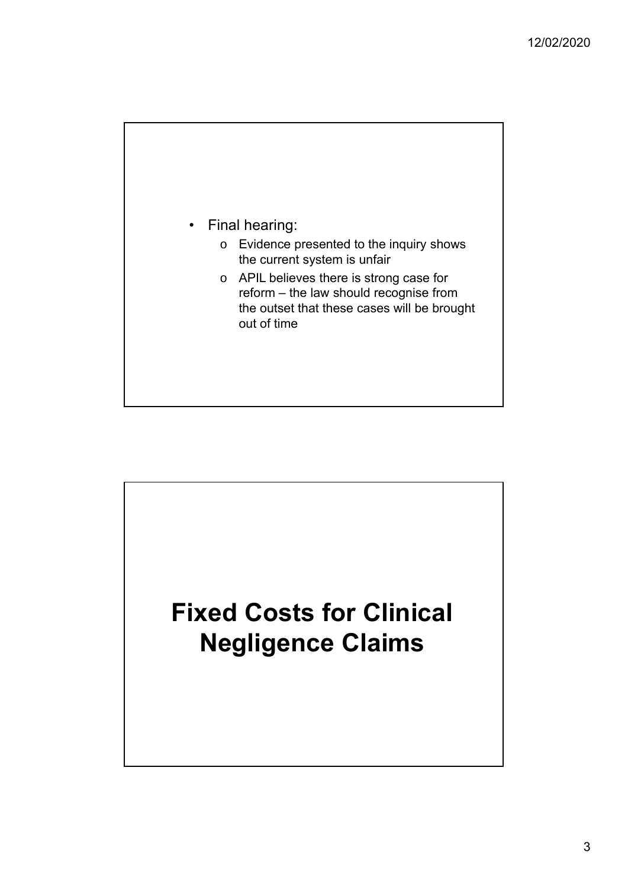- Final hearing:
  - Evidence presented to the inquiry shows the current system is unfair
  - APIL believes there is strong case for reform – the law should recognise from the outset that these cases will be brought out of time

# Fixed Costs for Clinical Negligence Claims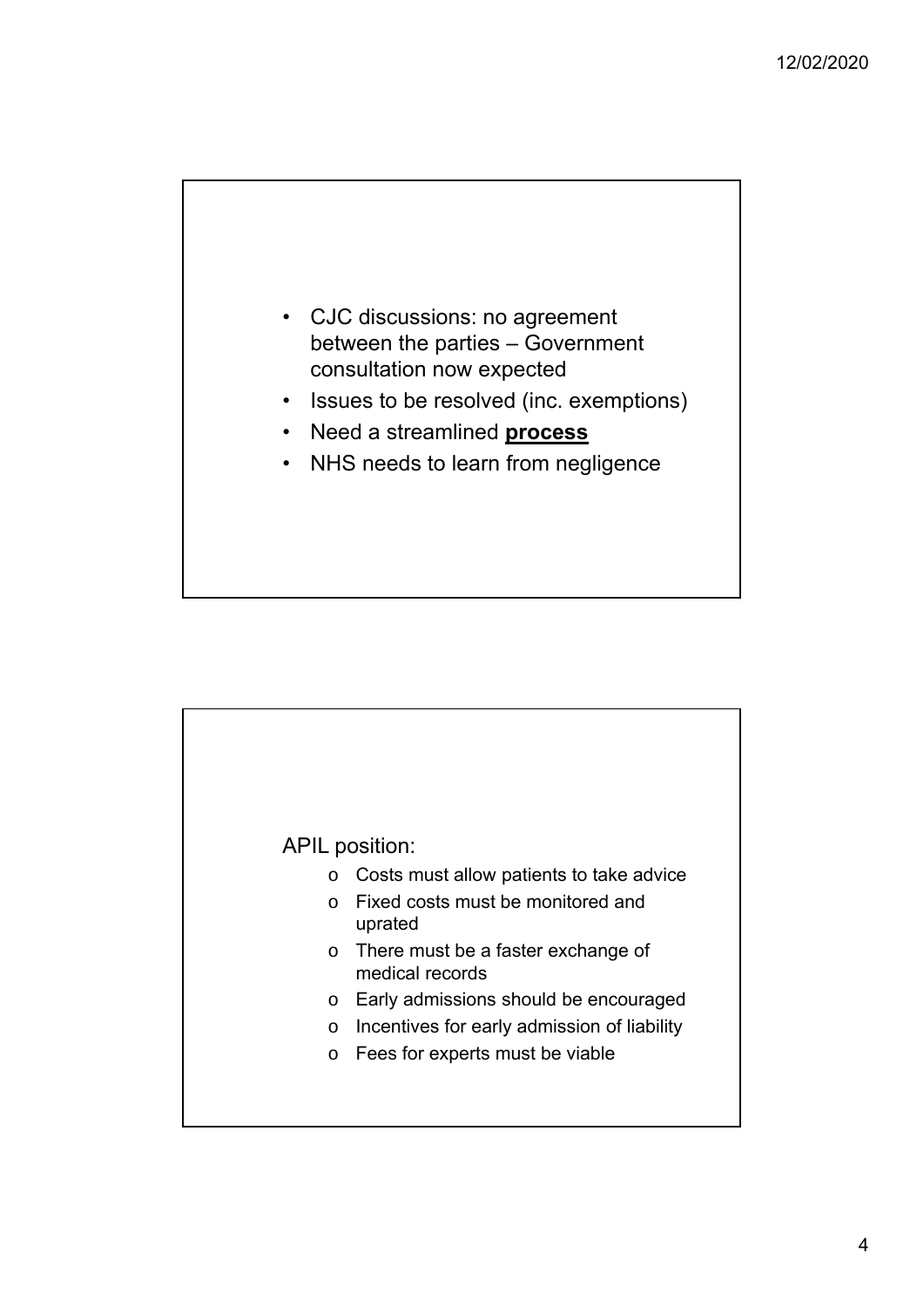- CJC discussions: no agreement between the parties – Government consultation now expected
- Issues to be resolved (inc. exemptions)
- Need a streamlined **process**
- NHS needs to learn from negligence

APIL position:

- Costs must allow patients to take advice
- Fixed costs must be monitored and uprated
- There must be a faster exchange of medical records
- Early admissions should be encouraged
- Incentives for early admission of liability
- Fees for experts must be viable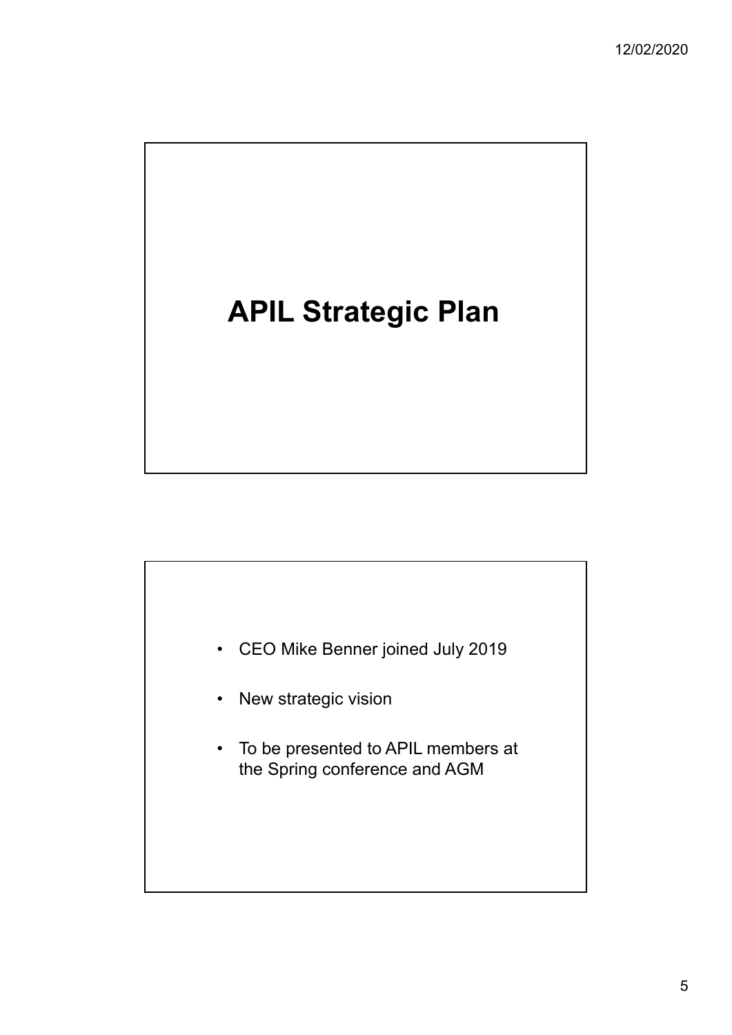# APIL Strategic Plan

- CEO Mike Benner joined July 2019
- New strategic vision
- To be presented to APIL members at the Spring conference and AGM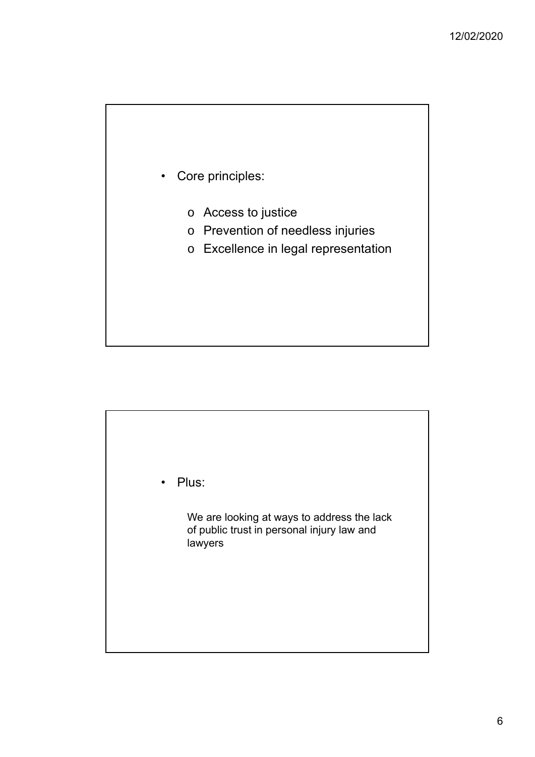- Core principles:
  - Access to justice
  - Prevention of needless injuries
  - Excellence in legal representation

- Plus:

  We are looking at ways to address the lack of public trust in personal injury law and lawyers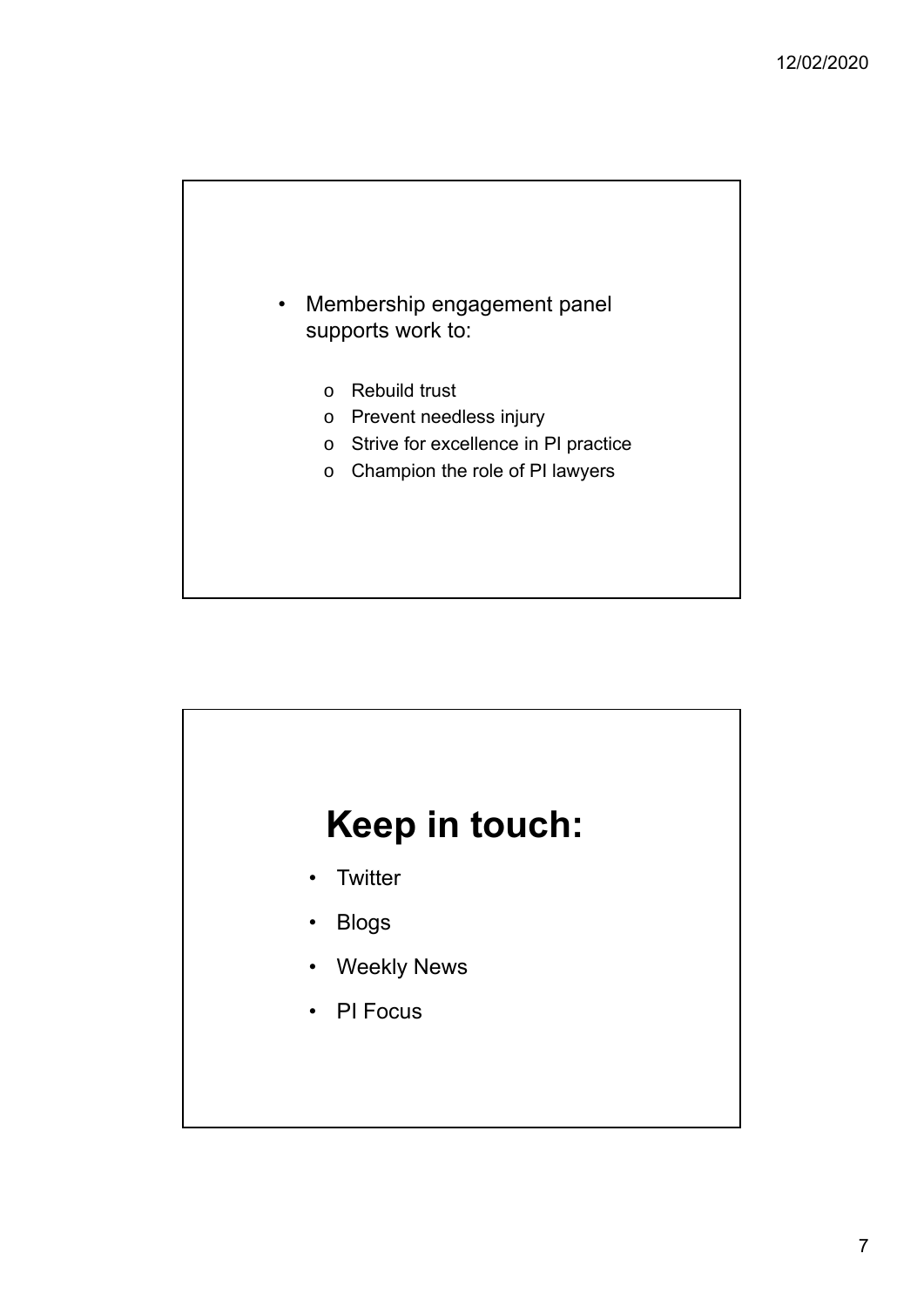- Membership engagement panel supports work to:
  - Rebuild trust
  - Prevent needless injury
  - Strive for excellence in PI practice
  - Champion the role of PI lawyers

## Keep in touch:

- Twitter
- Blogs
- Weekly News
- PI Focus